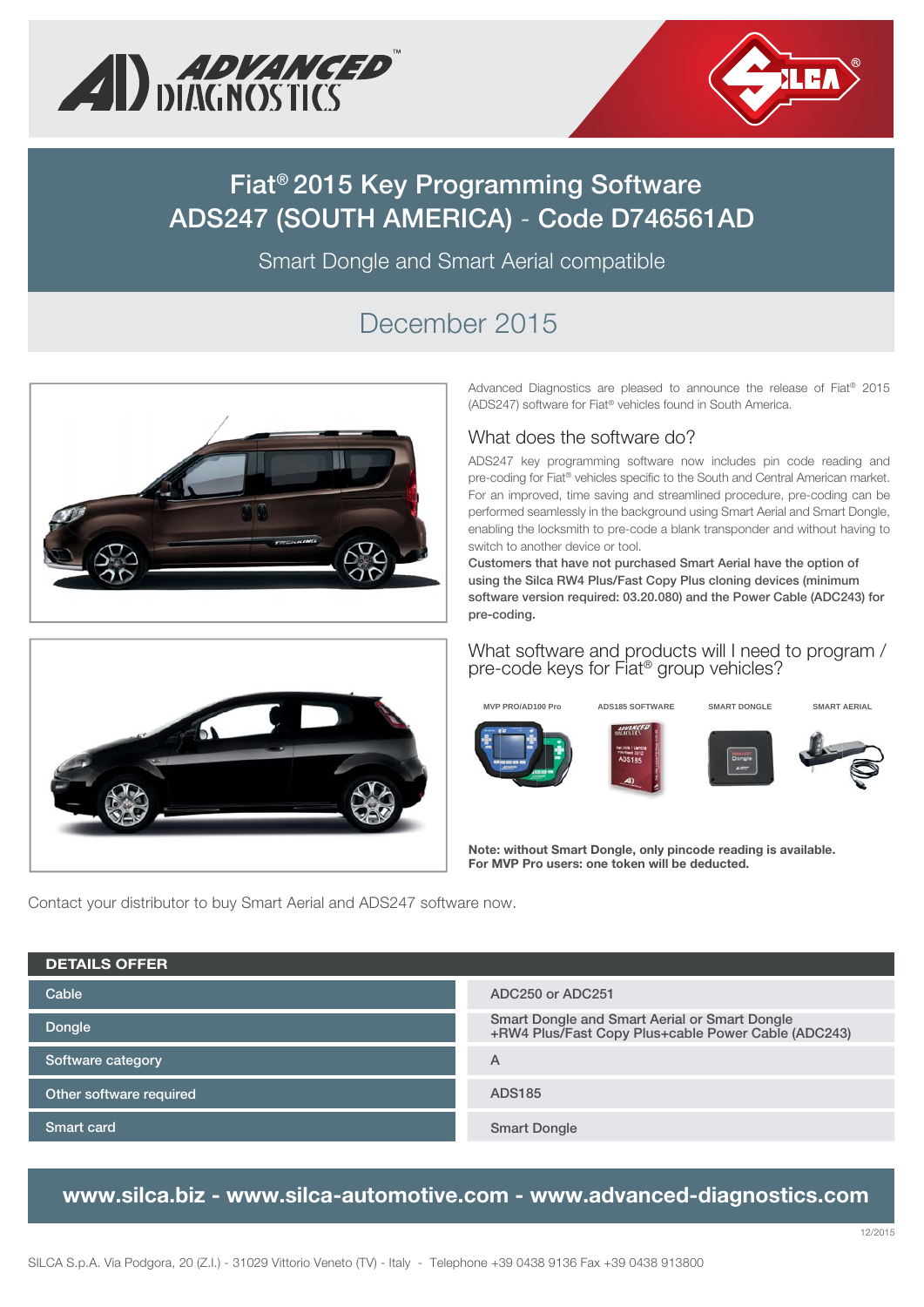# Fiat® 2015 Key Programming Software ADS247 (SOUTH AMERICA) - Code D746561AD

Smart Dongle and Smart Aerial compatible

## December 2015

Advanced Diagnostics are pleased to announce the release of Fiat® 2015 (ADS247) software for Fiat® vehicles found in South America.

### What does the software do?

ADS247 key programming software now includes pin code reading and pre-coding for Fiat® vehicles specific to the South and Central American market. For an improved, time saving and streamlined procedure, pre-coding can be performed seamlessly in the background using Smart Aerial and Smart Dongle, enabling the locksmith to pre-code a blank transponder and without having to switch to another device or tool.

**Customers that have not purchased Smart Aerial have the option of using the Silca RW4 Plus/Fast Copy Plus cloning devices (minimum software version required: 03.20.080) and the Power Cable (ADC243) for pre-coding.**

### What software and products will I need to program / pre-code keys for Fiat® group vehicles?

MVP PRO/AD100 Pro | ADS185 SOFTWARE | SMART DONGLE | SMART AERIAL

**Note: without Smart Dongle, only pincode reading is available.**
**For MVP Pro users: one token will be deducted.**

Contact your distributor to buy Smart Aerial and ADS247 software now.

| DETAILS OFFER | |
|---|---|
| Cable | ADC250 or ADC251 |
| Dongle | Smart Dongle and Smart Aerial or Smart Dongle +RW4 Plus/Fast Copy Plus+cable Power Cable (ADC243) |
| Software category | A |
| Other software required | ADS185 |
| Smart card | Smart Dongle |

**www.silca.biz - www.silca-automotive.com - www.advanced-diagnostics.com**

12/2015

SILCA S.p.A. Via Podgora, 20 (Z.I.) - 31029 Vittorio Veneto (TV) - Italy - Telephone +39 0438 9136 Fax +39 0438 913800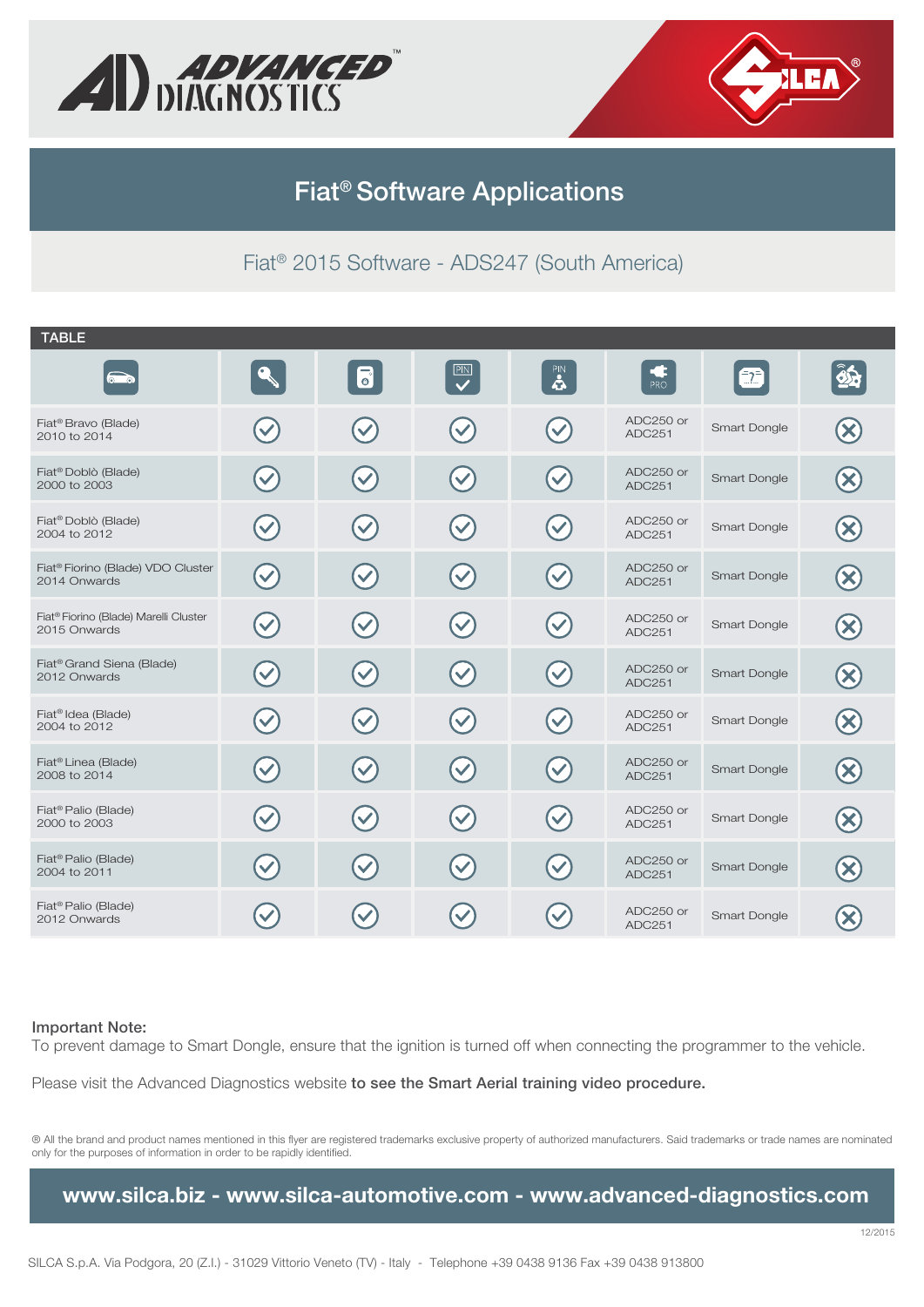# Fiat® Software Applications

## Fiat® 2015 Software - ADS247 (South America)

**TABLE**

| | | | | | | | |
|---|---|---|---|---|---|---|---|
| Fiat® Bravo (Blade) 2010 to 2014 | ✓ | ✓ | ✓ | ✓ | ADC250 or ADC251 | Smart Dongle | ✗ |
| Fiat® Doblò (Blade) 2000 to 2003 | ✓ | ✓ | ✓ | ✓ | ADC250 or ADC251 | Smart Dongle | ✗ |
| Fiat® Doblò (Blade) 2004 to 2012 | ✓ | ✓ | ✓ | ✓ | ADC250 or ADC251 | Smart Dongle | ✗ |
| Fiat® Fiorino (Blade) VDO Cluster 2014 Onwards | ✓ | ✓ | ✓ | ✓ | ADC250 or ADC251 | Smart Dongle | ✗ |
| Fiat® Fiorino (Blade) Marelli Cluster 2015 Onwards | ✓ | ✓ | ✓ | ✓ | ADC250 or ADC251 | Smart Dongle | ✗ |
| Fiat® Grand Siena (Blade) 2012 Onwards | ✓ | ✓ | ✓ | ✓ | ADC250 or ADC251 | Smart Dongle | ✗ |
| Fiat® Idea (Blade) 2004 to 2012 | ✓ | ✓ | ✓ | ✓ | ADC250 or ADC251 | Smart Dongle | ✗ |
| Fiat® Linea (Blade) 2008 to 2014 | ✓ | ✓ | ✓ | ✓ | ADC250 or ADC251 | Smart Dongle | ✗ |
| Fiat® Palio (Blade) 2000 to 2003 | ✓ | ✓ | ✓ | ✓ | ADC250 or ADC251 | Smart Dongle | ✗ |
| Fiat® Palio (Blade) 2004 to 2011 | ✓ | ✓ | ✓ | ✓ | ADC250 or ADC251 | Smart Dongle | ✗ |
| Fiat® Palio (Blade) 2012 Onwards | ✓ | ✓ | ✓ | ✓ | ADC250 or ADC251 | Smart Dongle | ✗ |

**Important Note:**
To prevent damage to Smart Dongle, ensure that the ignition is turned off when connecting the programmer to the vehicle.

Please visit the Advanced Diagnostics website **to see the Smart Aerial training video procedure.**

® All the brand and product names mentioned in this flyer are registered trademarks exclusive property of authorized manufacturers. Said trademarks or trade names are nominated only for the purposes of information in order to be rapidly identified.

**www.silca.biz - www.silca-automotive.com - www.advanced-diagnostics.com**

12/2015

SILCA S.p.A. Via Podgora, 20 (Z.I.) - 31029 Vittorio Veneto (TV) - Italy - Telephone +39 0438 9136 Fax +39 0438 913800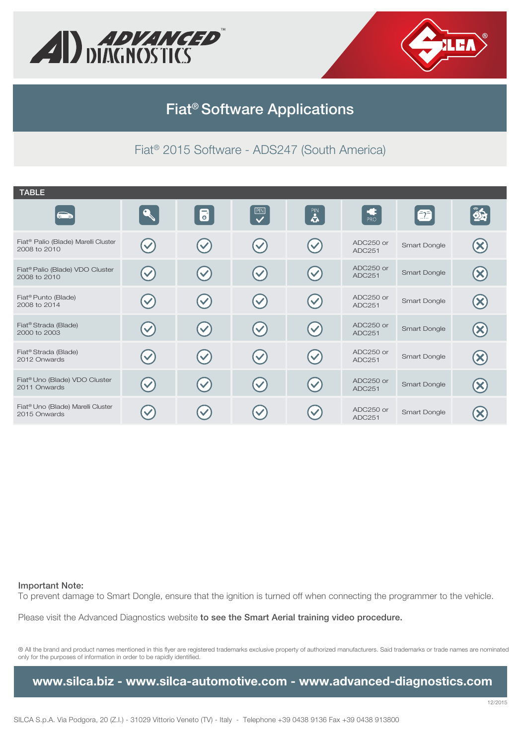# Fiat® Software Applications

## Fiat® 2015 Software - ADS247 (South America)

TABLE

| | | | | | | | |
|---|---|---|---|---|---|---|---|
| Fiat® Palio (Blade) Marelli Cluster 2008 to 2010 | ✓ | ✓ | ✓ | ✓ | ADC250 or ADC251 | Smart Dongle | ✗ |
| Fiat® Palio (Blade) VDO Cluster 2008 to 2010 | ✓ | ✓ | ✓ | ✓ | ADC250 or ADC251 | Smart Dongle | ✗ |
| Fiat® Punto (Blade) 2008 to 2014 | ✓ | ✓ | ✓ | ✓ | ADC250 or ADC251 | Smart Dongle | ✗ |
| Fiat® Strada (Blade) 2000 to 2003 | ✓ | ✓ | ✓ | ✓ | ADC250 or ADC251 | Smart Dongle | ✗ |
| Fiat® Strada (Blade) 2012 Onwards | ✓ | ✓ | ✓ | ✓ | ADC250 or ADC251 | Smart Dongle | ✗ |
| Fiat® Uno (Blade) VDO Cluster 2011 Onwards | ✓ | ✓ | ✓ | ✓ | ADC250 or ADC251 | Smart Dongle | ✗ |
| Fiat® Uno (Blade) Marelli Cluster 2015 Onwards | ✓ | ✓ | ✓ | ✓ | ADC250 or ADC251 | Smart Dongle | ✗ |

**Important Note:**
To prevent damage to Smart Dongle, ensure that the ignition is turned off when connecting the programmer to the vehicle.

Please visit the Advanced Diagnostics website **to see the Smart Aerial training video procedure.**

® All the brand and product names mentioned in this flyer are registered trademarks exclusive property of authorized manufacturers. Said trademarks or trade names are nominated only for the purposes of information in order to be rapidly identified.

**www.silca.biz - www.silca-automotive.com - www.advanced-diagnostics.com**

12/2015

SILCA S.p.A. Via Podgora, 20 (Z.I.) - 31029 Vittorio Veneto (TV) - Italy - Telephone +39 0438 9136 Fax +39 0438 913800